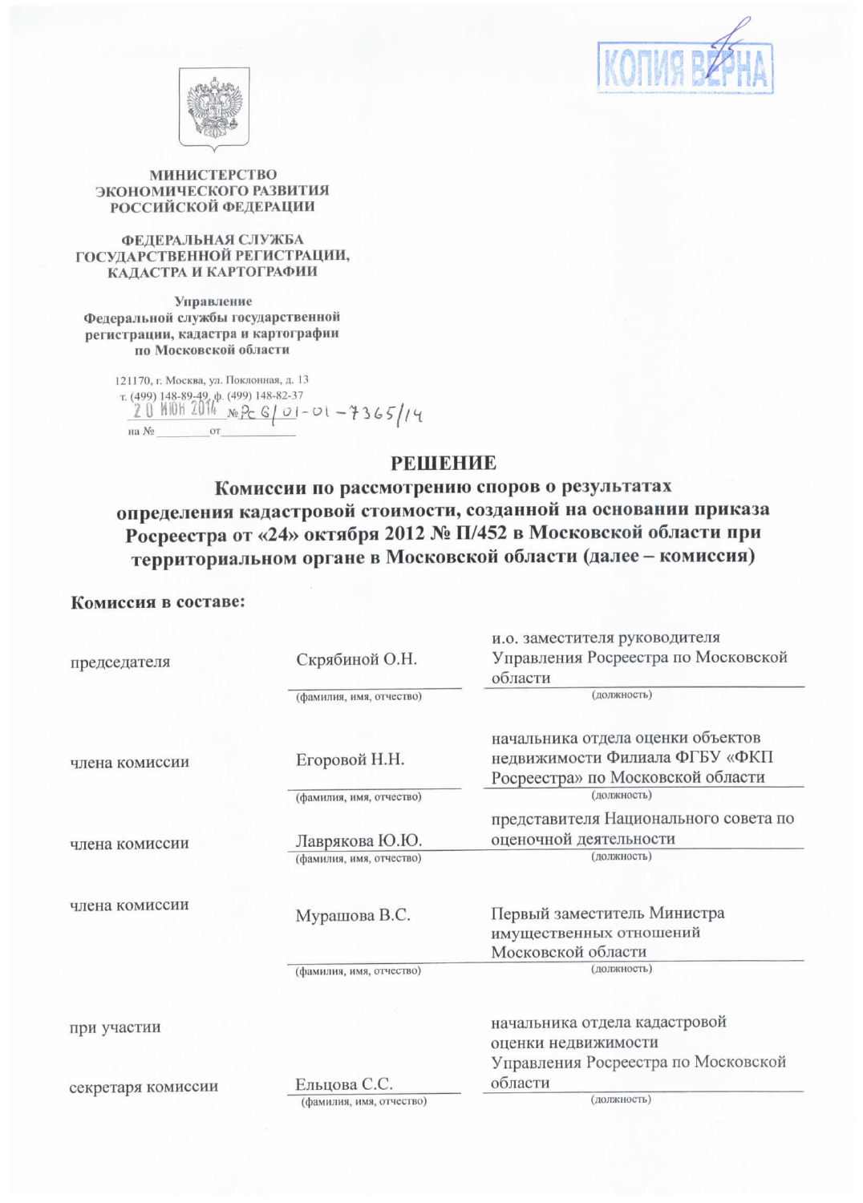КОПИЯ ВЕРНА

**МИНИСТЕРСТВО ЭКОНОМИЧЕСКОГО РАЗВИТИЯ РОССИЙСКОЙ ФЕДЕРАЦИИ**

**ФЕДЕРАЛЬНАЯ СЛУЖБА ГОСУДАРСТВЕННОЙ РЕГИСТРАЦИИ, КАДАСТРА И КАРТОГРАФИИ**

**Управление Федеральной службы государственной регистрации, кадастра и картографии по Московской области**

121170, г. Москва, ул. Поклонная, д. 13
т. (499) 148-89-49, ф. (499) 148-82-37
20 ИЮН 2014 № Рс 6/01-01-7365/14
на № ________ от ________

# РЕШЕНИЕ

## Комиссии по рассмотрению споров о результатах определения кадастровой стоимости, созданной на основании приказа Росреестра от «24» октября 2012 № П/452 в Московской области при территориальном органе в Московской области (далее – комиссия)

**Комиссия в составе:**

| | | |
|---|---|---|
| председателя | Скрябиной О.Н. | и.о. заместителя руководителя Управления Росреестра по Московской области |
| | (фамилия, имя, отчество) | (должность) |
| члена комиссии | Егоровой Н.Н. | начальника отдела оценки объектов недвижимости Филиала ФГБУ «ФКП Росреестра» по Московской области |
| | (фамилия, имя, отчество) | (должность) |
| члена комиссии | Лаврякова Ю.Ю. | представителя Национального совета по оценочной деятельности |
| | (фамилия, имя, отчество) | (должность) |
| члена комиссии | Мурашова В.С. | Первый заместитель Министра имущественных отношений Московской области |
| | (фамилия, имя, отчество) | (должность) |
| при участии секретаря комиссии | Ельцова С.С. | начальника отдела кадастровой оценки недвижимости Управления Росреестра по Московской области |
| | (фамилия, имя, отчество) | (должность) |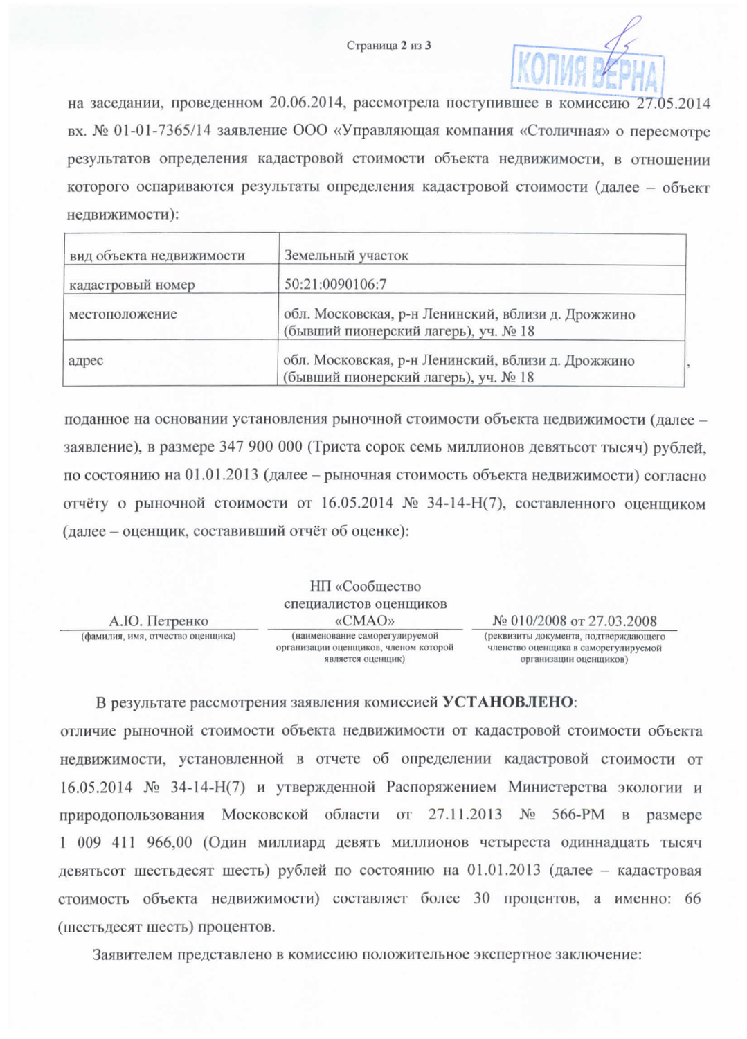КОПИЯ ВЕРНА

на заседании, проведенном 20.06.2014, рассмотрела поступившее в комиссию 27.05.2014 вх. № 01-01-7365/14 заявление ООО «Управляющая компания «Столичная» о пересмотре результатов определения кадастровой стоимости объекта недвижимости, в отношении которого оспариваются результаты определения кадастровой стоимости (далее – объект недвижимости):

| | |
|---|---|
| вид объекта недвижимости | Земельный участок |
| кадастровый номер | 50:21:0090106:7 |
| местоположение | обл. Московская, р-н Ленинский, вблизи д. Дрожжино (бывший пионерский лагерь), уч. № 18 |
| адрес | обл. Московская, р-н Ленинский, вблизи д. Дрожжино (бывший пионерский лагерь), уч. № 18 |

поданное на основании установления рыночной стоимости объекта недвижимости (далее – заявление), в размере 347 900 000 (Триста сорок семь миллионов девятьсот тысяч) рублей, по состоянию на 01.01.2013 (далее – рыночная стоимость объекта недвижимости) согласно отчёту о рыночной стоимости от 16.05.2014 № 34-14-Н(7), составленного оценщиком (далее – оценщик, составивший отчёт об оценке):

| А.Ю. Петренко | НП «Сообщество специалистов оценщиков «СМАО» | № 010/2008 от 27.03.2008 |
|---|---|---|
| (фамилия, имя, отчество оценщика) | (наименование саморегулируемой организации оценщиков, членом которой является оценщик) | (реквизиты документа, подтверждающего членство оценщика в саморегулируемой организации оценщиков) |

В результате рассмотрения заявления комиссией **УСТАНОВЛЕНО**:

отличие рыночной стоимости объекта недвижимости от кадастровой стоимости объекта недвижимости, установленной в отчете об определении кадастровой стоимости от 16.05.2014 № 34-14-Н(7) и утвержденной Распоряжением Министерства экологии и природопользования Московской области от 27.11.2013 № 566-РМ в размере 1 009 411 966,00 (Один миллиард девять миллионов четыреста одиннадцать тысяч девятьсот шестьдесят шесть) рублей по состоянию на 01.01.2013 (далее – кадастровая стоимость объекта недвижимости) составляет более 30 процентов, а именно: 66 (шестьдесят шесть) процентов.

Заявителем представлено в комиссию положительное экспертное заключение: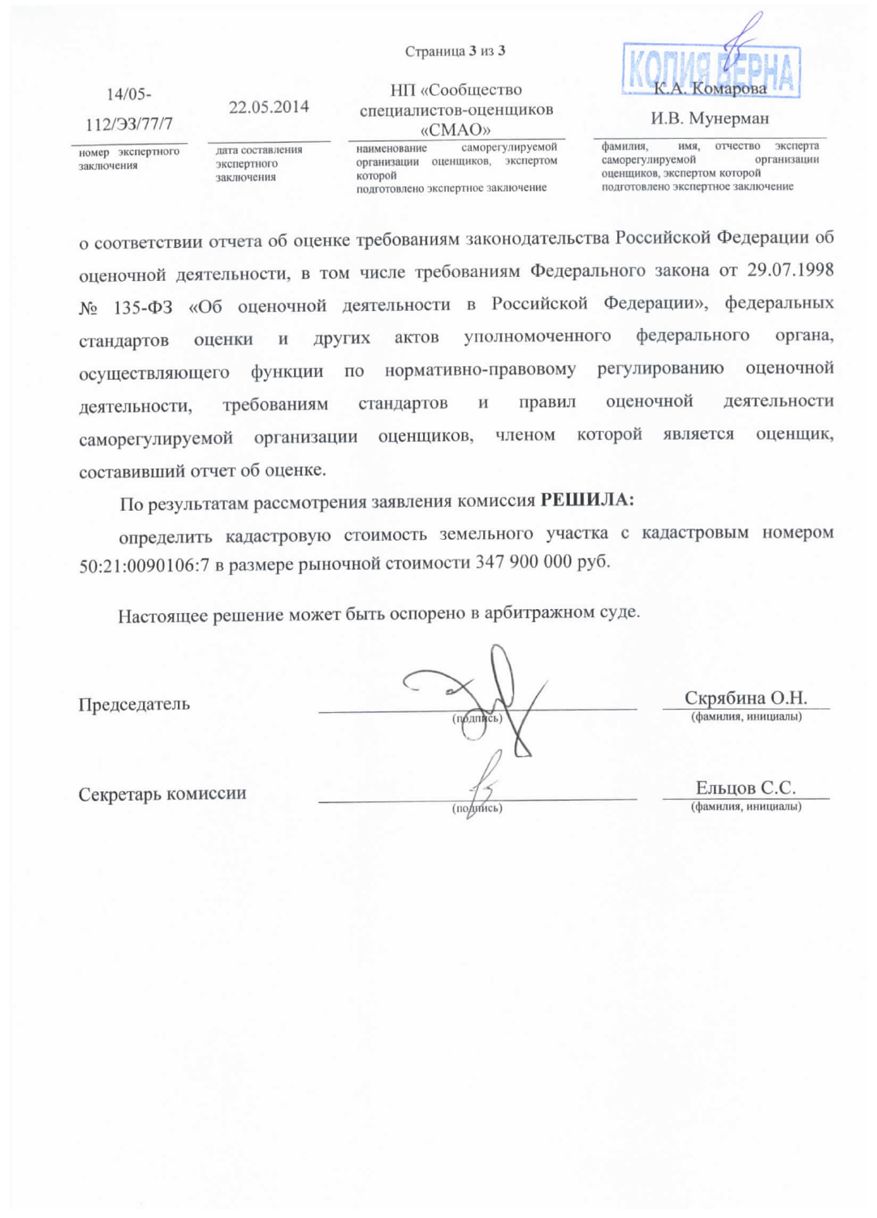| 14/05-112/ЭЗ/77/7 | 22.05.2014 | НП «Сообщество специалистов-оценщиков «СМАО» | К.А. Комарова<br>И.В. Мунерман |
|---|---|---|---|
| номер экспертного заключения | дата составления экспертного заключения | наименование саморегулируемой организации оценщиков, экспертом которой подготовлено экспертное заключение | фамилия, имя, отчество эксперта саморегулируемой организации оценщиков, экспертом которой подготовлено экспертное заключение |

КОПИЯ ВЕРНА

о соответствии отчета об оценке требованиям законодательства Российской Федерации об оценочной деятельности, в том числе требованиям Федерального закона от 29.07.1998 № 135-ФЗ «Об оценочной деятельности в Российской Федерации», федеральных стандартов оценки и других актов уполномоченного федерального органа, осуществляющего функции по нормативно-правовому регулированию оценочной деятельности, требованиям стандартов и правил оценочной деятельности саморегулируемой организации оценщиков, членом которой является оценщик, составивший отчет об оценке.

По результатам рассмотрения заявления комиссия **РЕШИЛА:**

определить кадастровую стоимость земельного участка с кадастровым номером 50:21:0090106:7 в размере рыночной стоимости 347 900 000 руб.

Настоящее решение может быть оспорено в арбитражном суде.

| | | |
|---|---|---|
| Председатель | (подпись) | Скрябина О.Н.<br>(фамилия, инициалы) |
| Секретарь комиссии | (подпись) | Ельцов С.С.<br>(фамилия, инициалы) |